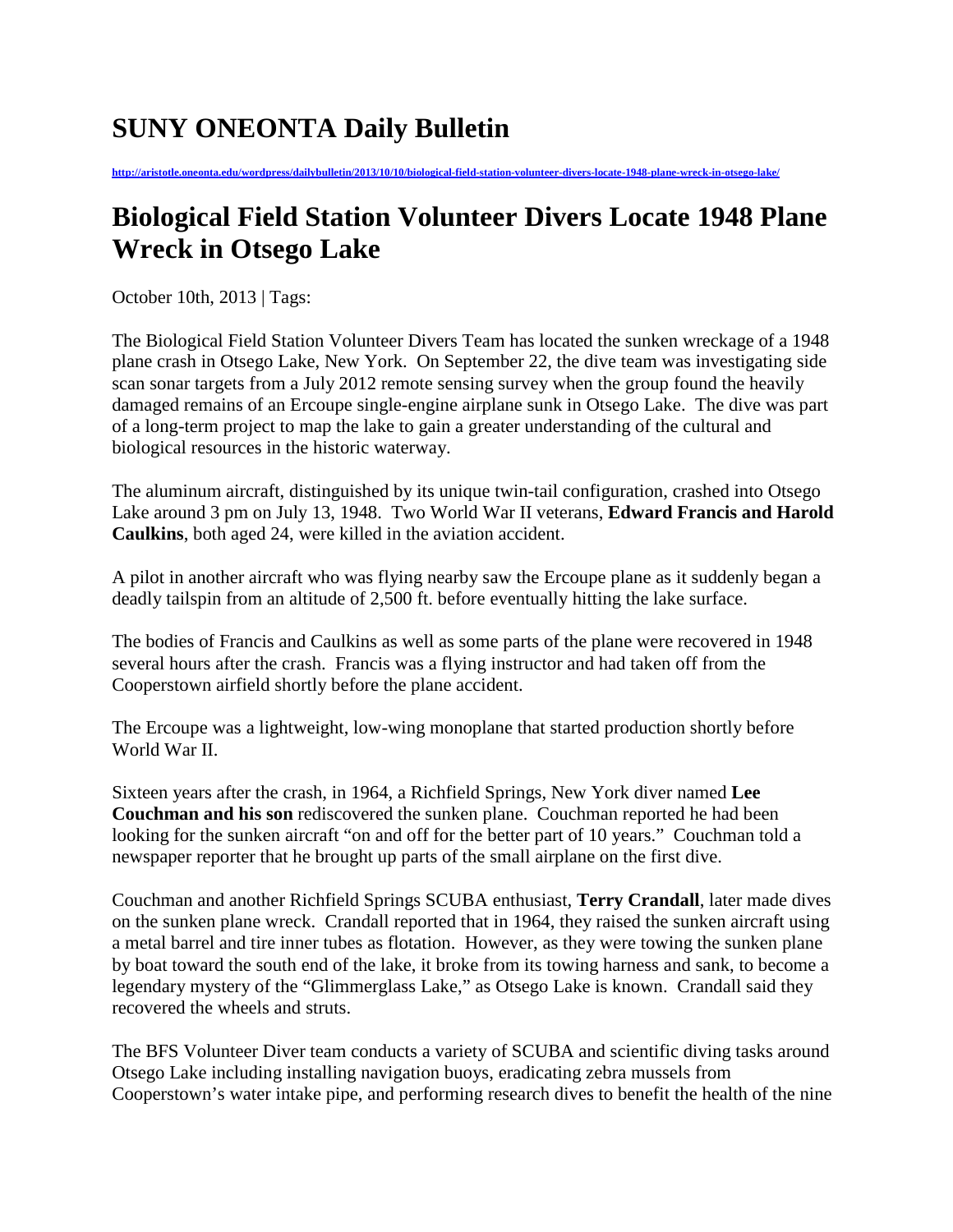# SUNY ONEONTA Daily Bulletin

http://aristotle.oneonta.edu/wordpress/dailybulletin/2013/10/10/biological-field-station-volunteer-divers-locate-1948-plane-wreck-in-otsego-lake/

## Biological Field Station Volunteer Divers Locate 1948 Plane Wreck in Otsego Lake

October 10th, 2013 | Tags:

The Biological Field Station Volunteer Divers Team has located the sunken wreckage of a 1948 plane crash in Otsego Lake, New York. On September 22, the dive team was investigating side scan sonar targets from a July 2012 remote sensing survey when the group found the heavily damaged remains of an Ercoupe single-engine airplane sunk in Otsego Lake. The dive was part of a long-term project to map the lake to gain a greater understanding of the cultural and biological resources in the historic waterway.

The aluminum aircraft, distinguished by its unique twin-tail configuration, crashed into Otsego Lake around 3 pm on July 13, 1948. Two World War II veterans, **Edward Francis and Harold Caulkins**, both aged 24, were killed in the aviation accident.

A pilot in another aircraft who was flying nearby saw the Ercoupe plane as it suddenly began a deadly tailspin from an altitude of 2,500 ft. before eventually hitting the lake surface.

The bodies of Francis and Caulkins as well as some parts of the plane were recovered in 1948 several hours after the crash. Francis was a flying instructor and had taken off from the Cooperstown airfield shortly before the plane accident.

The Ercoupe was a lightweight, low-wing monoplane that started production shortly before World War II.

Sixteen years after the crash, in 1964, a Richfield Springs, New York diver named **Lee Couchman and his son** rediscovered the sunken plane. Couchman reported he had been looking for the sunken aircraft "on and off for the better part of 10 years." Couchman told a newspaper reporter that he brought up parts of the small airplane on the first dive.

Couchman and another Richfield Springs SCUBA enthusiast, **Terry Crandall**, later made dives on the sunken plane wreck. Crandall reported that in 1964, they raised the sunken aircraft using a metal barrel and tire inner tubes as flotation. However, as they were towing the sunken plane by boat toward the south end of the lake, it broke from its towing harness and sank, to become a legendary mystery of the "Glimmerglass Lake," as Otsego Lake is known. Crandall said they recovered the wheels and struts.

The BFS Volunteer Diver team conducts a variety of SCUBA and scientific diving tasks around Otsego Lake including installing navigation buoys, eradicating zebra mussels from Cooperstown's water intake pipe, and performing research dives to benefit the health of the nine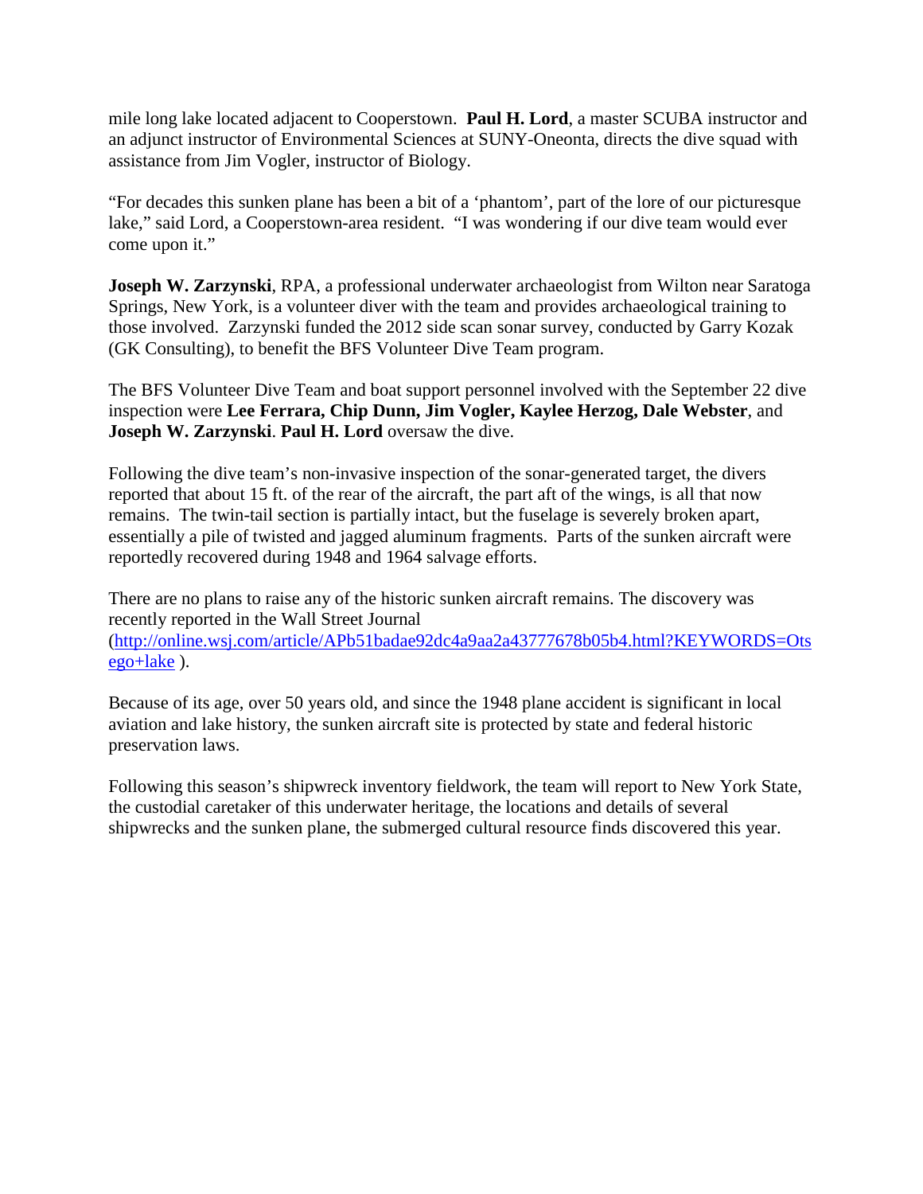mile long lake located adjacent to Cooperstown. **Paul H. Lord**, a master SCUBA instructor and an adjunct instructor of Environmental Sciences at SUNY-Oneonta, directs the dive squad with assistance from Jim Vogler, instructor of Biology.

"For decades this sunken plane has been a bit of a 'phantom', part of the lore of our picturesque lake," said Lord, a Cooperstown-area resident. "I was wondering if our dive team would ever come upon it."

**Joseph W. Zarzynski**, RPA, a professional underwater archaeologist from Wilton near Saratoga Springs, New York, is a volunteer diver with the team and provides archaeological training to those involved. Zarzynski funded the 2012 side scan sonar survey, conducted by Garry Kozak (GK Consulting), to benefit the BFS Volunteer Dive Team program.

The BFS Volunteer Dive Team and boat support personnel involved with the September 22 dive inspection were **Lee Ferrara, Chip Dunn, Jim Vogler, Kaylee Herzog, Dale Webster**, and **Joseph W. Zarzynski**. **Paul H. Lord** oversaw the dive.

Following the dive team's non-invasive inspection of the sonar-generated target, the divers reported that about 15 ft. of the rear of the aircraft, the part aft of the wings, is all that now remains. The twin-tail section is partially intact, but the fuselage is severely broken apart, essentially a pile of twisted and jagged aluminum fragments. Parts of the sunken aircraft were reportedly recovered during 1948 and 1964 salvage efforts.

There are no plans to raise any of the historic sunken aircraft remains. The discovery was recently reported in the Wall Street Journal ([http://online.wsj.com/article/APb51badae92dc4a9aa2a43777678b05b4.html?KEYWORDS=Otsego+lake](http://online.wsj.com/article/APb51badae92dc4a9aa2a43777678b05b4.html?KEYWORDS=Otsego+lake) ).

Because of its age, over 50 years old, and since the 1948 plane accident is significant in local aviation and lake history, the sunken aircraft site is protected by state and federal historic preservation laws.

Following this season's shipwreck inventory fieldwork, the team will report to New York State, the custodial caretaker of this underwater heritage, the locations and details of several shipwrecks and the sunken plane, the submerged cultural resource finds discovered this year.